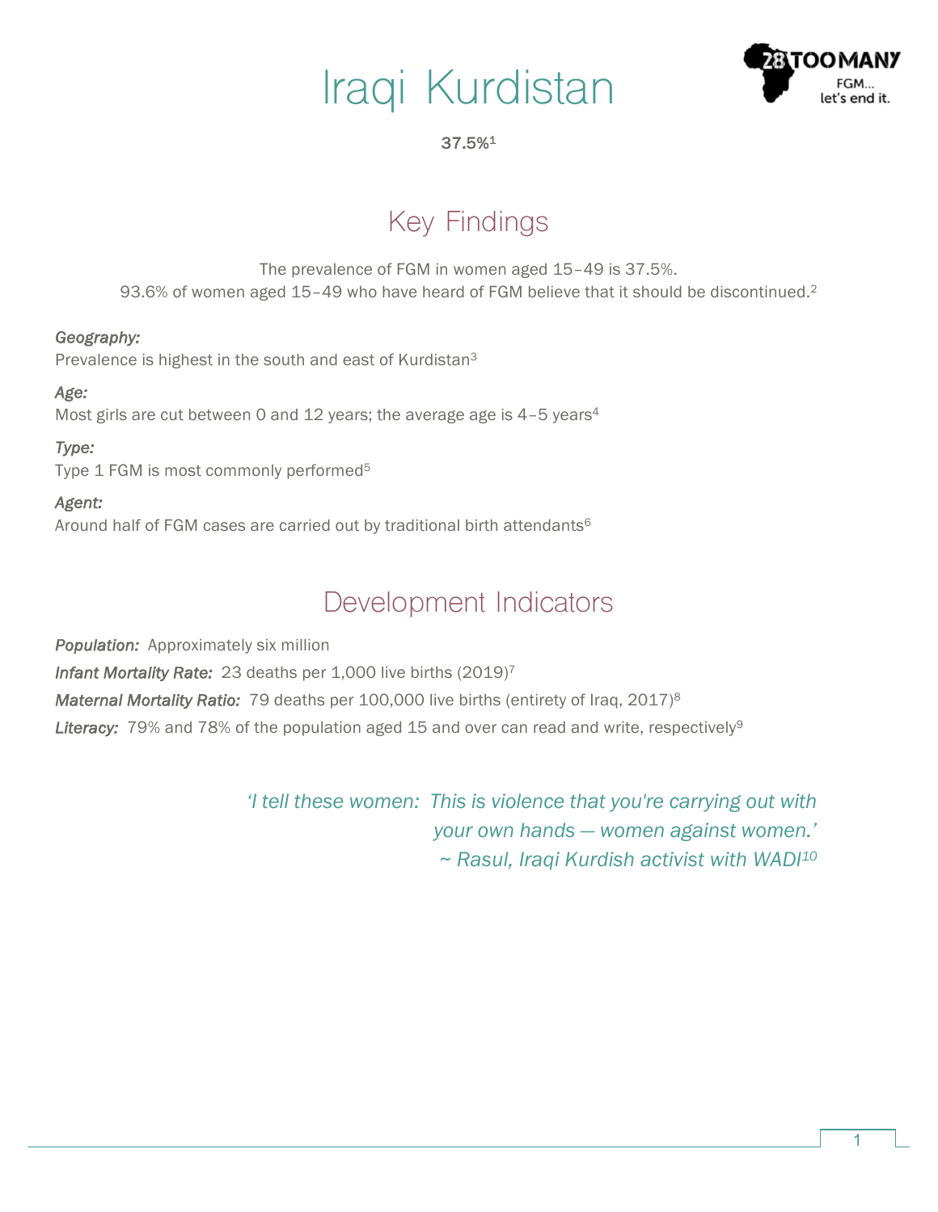# Iraqi Kurdistan

**37.5%**[1]

## Key Findings

The prevalence of FGM in women aged 15–49 is 37.5%.
93.6% of women aged 15–49 who have heard of FGM believe that it should be discontinued.[2]

***Geography:***
Prevalence is highest in the south and east of Kurdistan[3]

***Age:***
Most girls are cut between 0 and 12 years; the average age is 4–5 years[4]

***Type:***
Type 1 FGM is most commonly performed[5]

***Agent:***
Around half of FGM cases are carried out by traditional birth attendants[6]

## Development Indicators

***Population:*** Approximately six million

***Infant Mortality Rate:*** 23 deaths per 1,000 live births (2019)[7]

***Maternal Mortality Ratio:*** 79 deaths per 100,000 live births (entirety of Iraq, 2017)[8]

***Literacy:*** 79% and 78% of the population aged 15 and over can read and write, respectively[9]

*'I tell these women: This is violence that you're carrying out with your own hands — women against women.'*
*~ Rasul, Iraqi Kurdish activist with WADI*[10]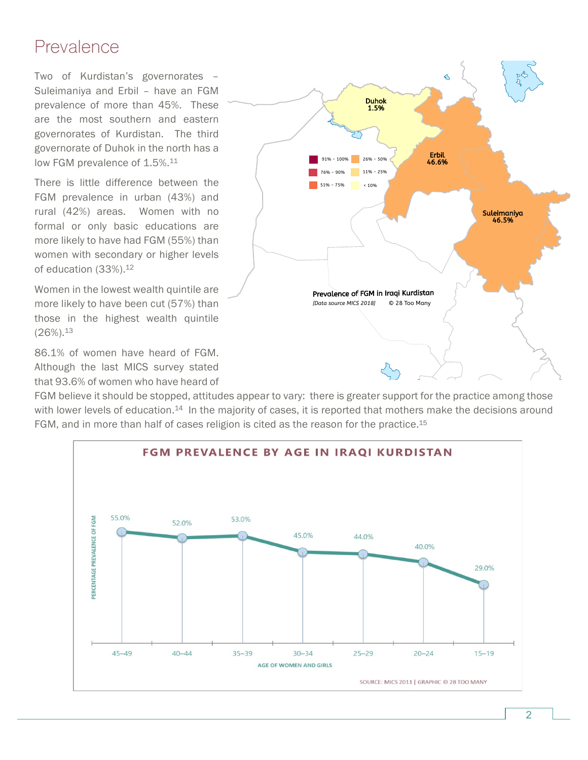# Prevalence

Two of Kurdistan's governorates – Suleimaniya and Erbil – have an FGM prevalence of more than 45%. These are the most southern and eastern governorates of Kurdistan. The third governorate of Duhok in the north has a low FGM prevalence of 1.5%.[11]

There is little difference between the FGM prevalence in urban (43%) and rural (42%) areas. Women with no formal or only basic educations are more likely to have had FGM (55%) than women with secondary or higher levels of education (33%).[12]

Women in the lowest wealth quintile are more likely to have been cut (57%) than those in the highest wealth quintile (26%).[13]

86.1% of women have heard of FGM. Although the last MICS survey stated that 93.6% of women who have heard of FGM believe it should be stopped, attitudes appear to vary: there is greater support for the practice among those with lower levels of education.[14] In the majority of cases, it is reported that mothers make the decisions around FGM, and in more than half of cases religion is cited as the reason for the practice.[15]

**Prevalence of FGM in Iraqi Kurdistan**

*[Data source MICS 2018]* © 28 Too Many

| Governorate | Prevalence |
|---|---|
| Duhok | 1.5% |
| Erbil | 46.6% |
| Suleimaniya | 46.5% |

Legend: 91% – 100%; 76% – 90%; 51% – 75%; 26% – 50%; 11% – 25%; < 10%

**FGM PREVALENCE BY AGE IN IRAQI KURDISTAN**

| Age of women and girls | Percentage prevalence of FGM |
|---|---|
| 45–49 | 55.0% |
| 40–44 | 52.0% |
| 35–39 | 53.0% |
| 30–34 | 45.0% |
| 25–29 | 44.0% |
| 20–24 | 40.0% |
| 15–19 | 29.0% |

SOURCE: MICS 2011 | GRAPHIC © 28 TOO MANY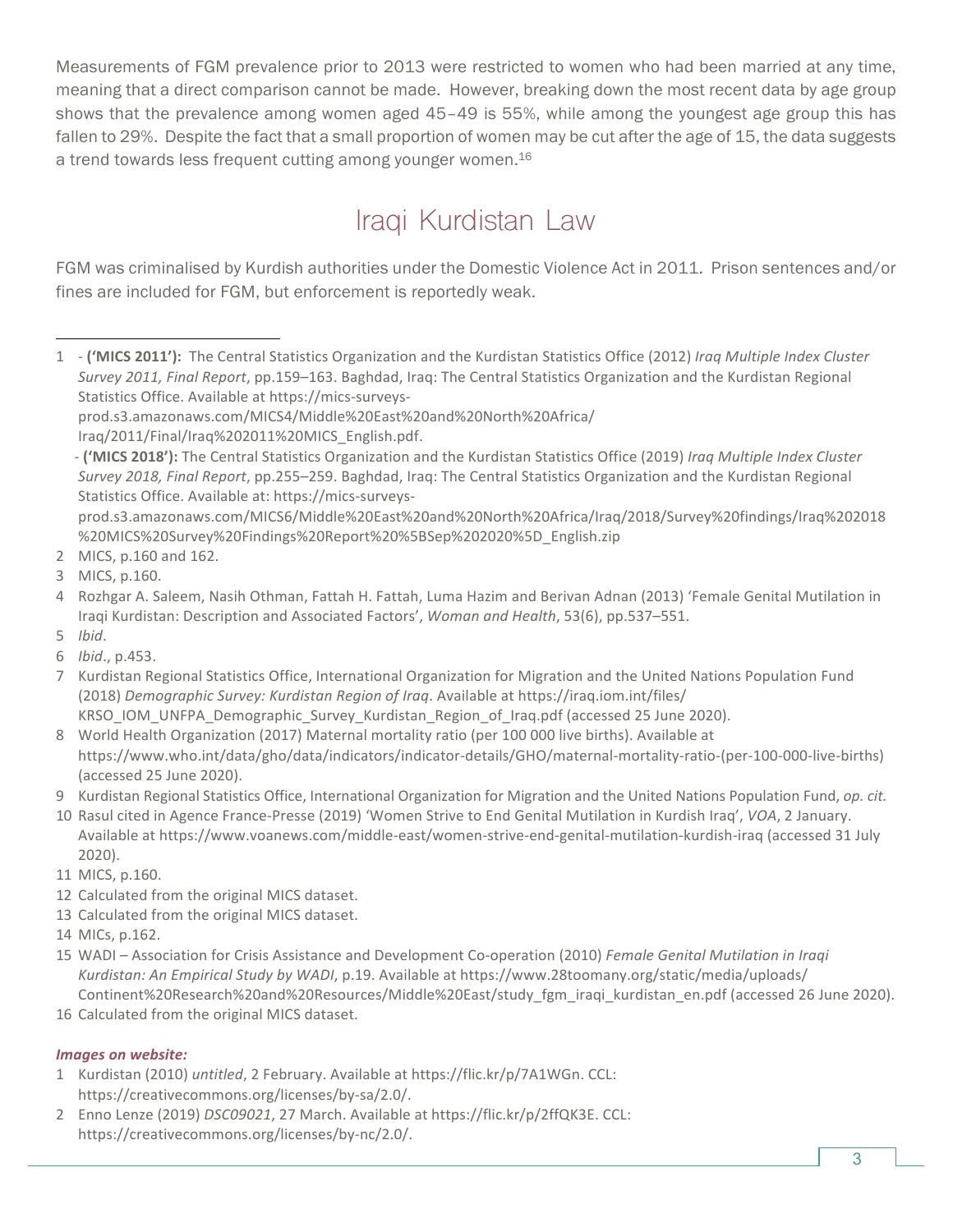Measurements of FGM prevalence prior to 2013 were restricted to women who had been married at any time, meaning that a direct comparison cannot be made. However, breaking down the most recent data by age group shows that the prevalence among women aged 45–49 is 55%, while among the youngest age group this has fallen to 29%. Despite the fact that a small proportion of women may be cut after the age of 15, the data suggests a trend towards less frequent cutting among younger women.[16]

## Iraqi Kurdistan Law

FGM was criminalised by Kurdish authorities under the Domestic Violence Act in 2011. Prison sentences and/or fines are included for FGM, but enforcement is reportedly weak.

---

1 - **('MICS 2011'):** The Central Statistics Organization and the Kurdistan Statistics Office (2012) *Iraq Multiple Index Cluster Survey 2011, Final Report*, pp.159–163. Baghdad, Iraq: The Central Statistics Organization and the Kurdistan Regional Statistics Office. Available at https://mics-surveys-prod.s3.amazonaws.com/MICS4/Middle%20East%20and%20North%20Africa/Iraq/2011/Final/Iraq%202011%20MICS_English.pdf.
- **('MICS 2018'):** The Central Statistics Organization and the Kurdistan Statistics Office (2019) *Iraq Multiple Index Cluster Survey 2018, Final Report*, pp.255–259. Baghdad, Iraq: The Central Statistics Organization and the Kurdistan Regional Statistics Office. Available at: https://mics-surveys-prod.s3.amazonaws.com/MICS6/Middle%20East%20and%20North%20Africa/Iraq/2018/Survey%20findings/Iraq%202018%20MICS%20Survey%20Findings%20Report%20%5BSep%202020%5D_English.zip

2 MICS, p.160 and 162.

3 MICS, p.160.

4 Rozhgar A. Saleem, Nasih Othman, Fattah H. Fattah, Luma Hazim and Berivan Adnan (2013) 'Female Genital Mutilation in Iraqi Kurdistan: Description and Associated Factors', *Woman and Health*, 53(6), pp.537–551.

5 *Ibid*.

6 *Ibid*., p.453.

7 Kurdistan Regional Statistics Office, International Organization for Migration and the United Nations Population Fund (2018) *Demographic Survey: Kurdistan Region of Iraq*. Available at https://iraq.iom.int/files/KRSO_IOM_UNFPA_Demographic_Survey_Kurdistan_Region_of_Iraq.pdf (accessed 25 June 2020).

8 World Health Organization (2017) Maternal mortality ratio (per 100 000 live births). Available at https://www.who.int/data/gho/data/indicators/indicator-details/GHO/maternal-mortality-ratio-(per-100-000-live-births) (accessed 25 June 2020).

9 Kurdistan Regional Statistics Office, International Organization for Migration and the United Nations Population Fund, *op. cit.*

10 Rasul cited in Agence France-Presse (2019) 'Women Strive to End Genital Mutilation in Kurdish Iraq', *VOA*, 2 January. Available at https://www.voanews.com/middle-east/women-strive-end-genital-mutilation-kurdish-iraq (accessed 31 July 2020).

11 MICS, p.160.

12 Calculated from the original MICS dataset.

13 Calculated from the original MICS dataset.

14 MICs, p.162.

15 WADI – Association for Crisis Assistance and Development Co-operation (2010) *Female Genital Mutilation in Iraqi Kurdistan: An Empirical Study by WADI*, p.19. Available at https://www.28toomany.org/static/media/uploads/Continent%20Research%20and%20Resources/Middle%20East/study_fgm_iraqi_kurdistan_en.pdf (accessed 26 June 2020).

16 Calculated from the original MICS dataset.

***Images on website:***

1 Kurdistan (2010) *untitled*, 2 February. Available at https://flic.kr/p/7A1WGn. CCL: https://creativecommons.org/licenses/by-sa/2.0/.

2 Enno Lenze (2019) *DSC09021*, 27 March. Available at https://flic.kr/p/2ffQK3E. CCL: https://creativecommons.org/licenses/by-nc/2.0/.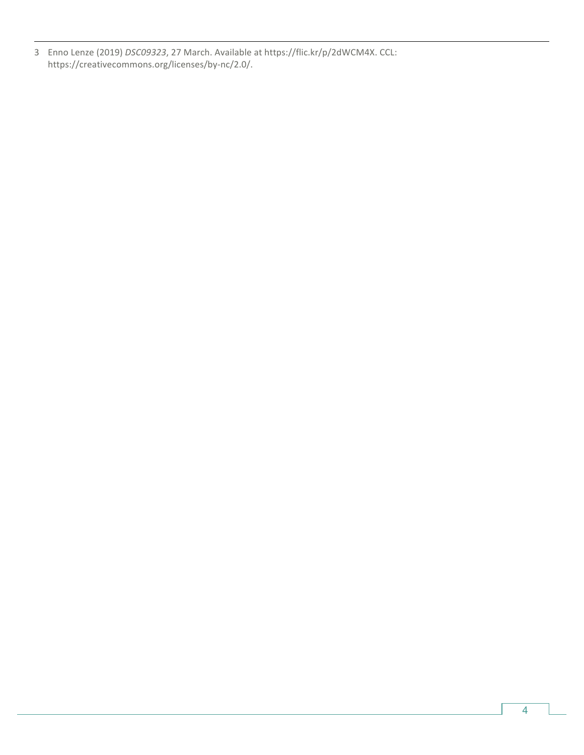3 Enno Lenze (2019) *DSC09323*, 27 March. Available at https://flic.kr/p/2dWCM4X. CCL: https://creativecommons.org/licenses/by-nc/2.0/.